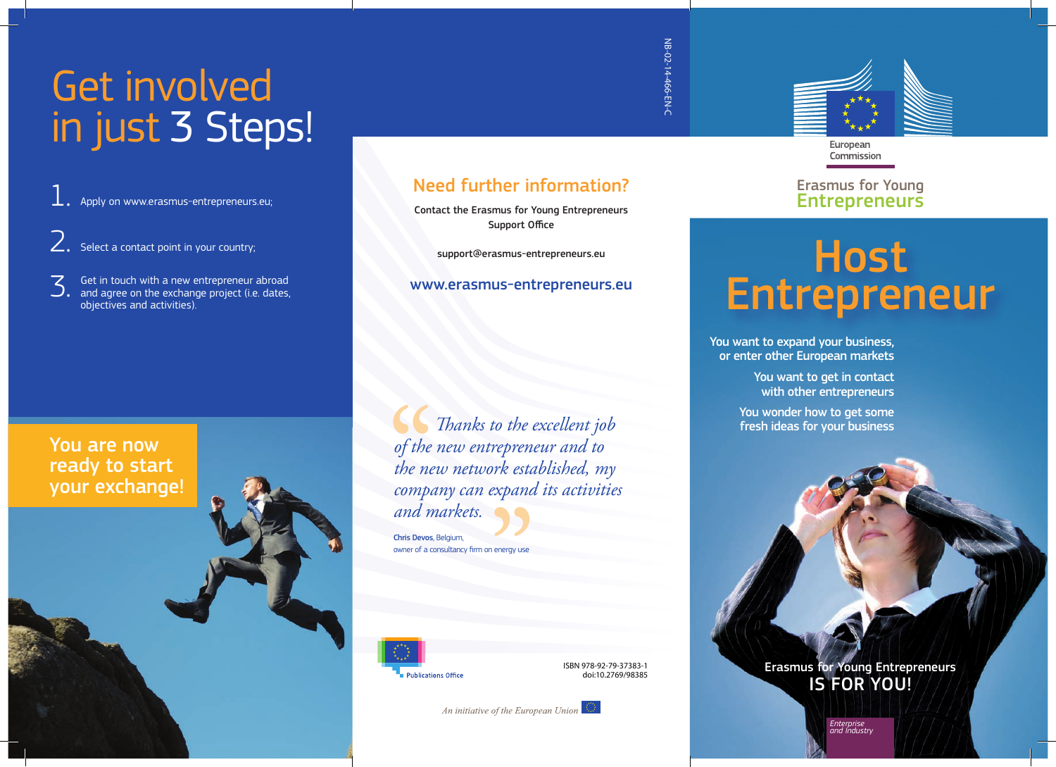# Get involved in just 3 Steps!

1. Apply on www.erasmus-entrepreneurs.eu;
2. Select a contact point in your country;
3. Get in touch with a new entrepreneur abroad and agree on the exchange project (i.e. dates, objectives and activities).

**You are now ready to start your exchange!**

## Need further information?

Contact the Erasmus for Young Entrepreneurs Support Office

support@erasmus-entrepreneurs.eu

www.erasmus-entrepreneurs.eu

> *Thanks to the excellent job of the new entrepreneur and to the new network established, my company can expand its activities and markets.*
>
> **Chris Devos**, Belgium,
> owner of a consultancy firm on energy use

Publications Office

ISBN 978-92-79-37383-1
doi:10.2769/98385

*An initiative of the European Union*

NB-02-14-466-EN-C

European Commission

Erasmus for Young Entrepreneurs

# Host Entrepreneur

You want to expand your business, or enter other European markets

You want to get in contact with other entrepreneurs

You wonder how to get some fresh ideas for your business

**Erasmus for Young Entrepreneurs IS FOR YOU!**

*Enterprise and Industry*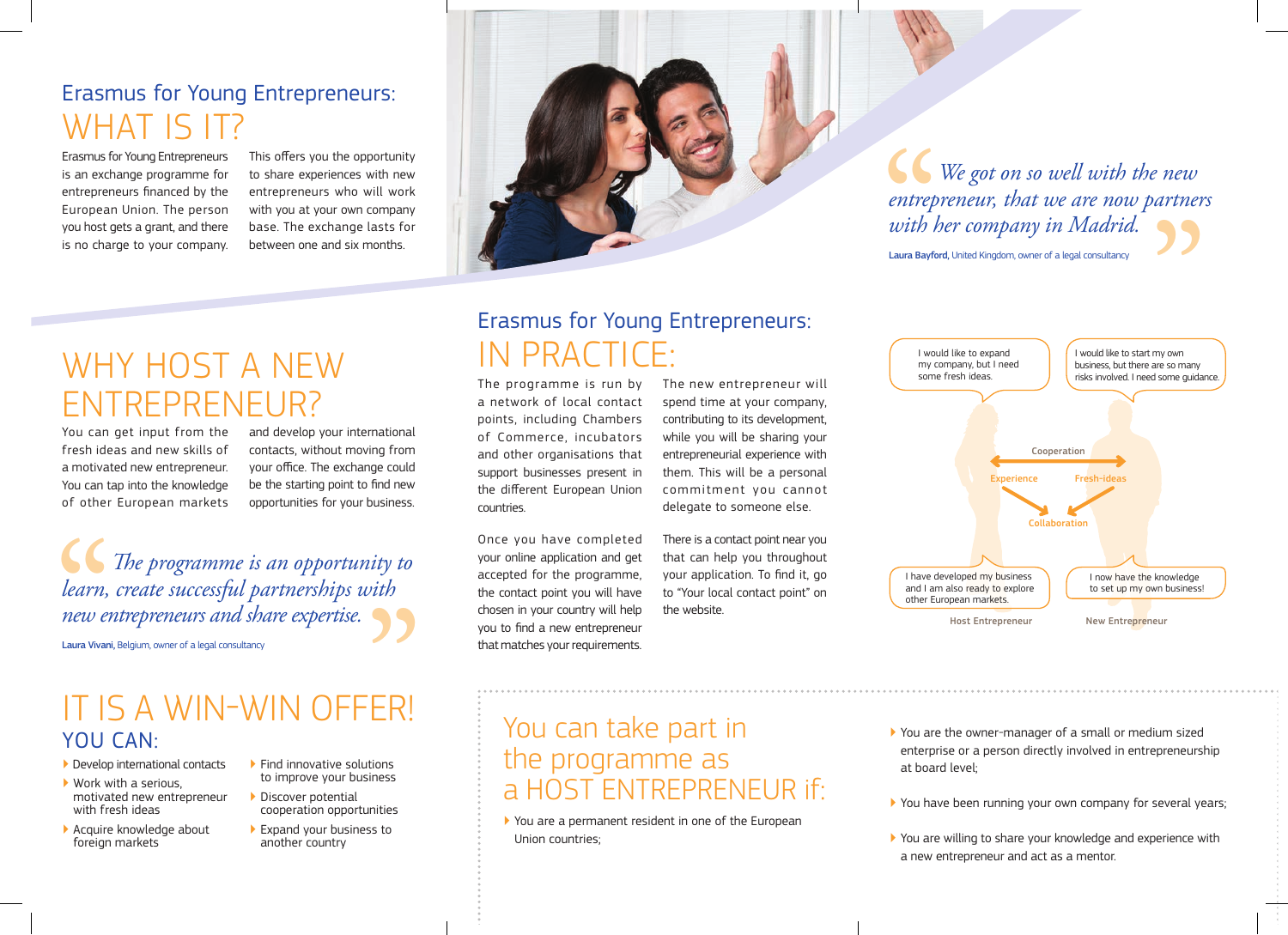## Erasmus for Young Entrepreneurs:
# WHAT IS IT?

Erasmus for Young Entrepreneurs is an exchange programme for entrepreneurs financed by the European Union. The person you host gets a grant, and there is no charge to your company.

This offers you the opportunity to share experiences with new entrepreneurs who will work with you at your own company base. The exchange lasts for between one and six months.

> *"We got on so well with the new entrepreneur, that we are now partners with her company in Madrid."*
>
> **Laura Bayford,** United Kingdom, owner of a legal consultancy

# WHY HOST A NEW ENTREPRENEUR?

You can get input from the fresh ideas and new skills of a motivated new entrepreneur. You can tap into the knowledge of other European markets and develop your international contacts, without moving from your office. The exchange could be the starting point to find new opportunities for your business.

> *"The programme is an opportunity to learn, create successful partnerships with new entrepreneurs and share expertise."*
>
> **Laura Vivani,** Belgium, owner of a legal consultancy

# IT IS A WIN-WIN OFFER!
## YOU CAN:

- Develop international contacts
- Work with a serious, motivated new entrepreneur with fresh ideas
- Acquire knowledge about foreign markets
- Find innovative solutions to improve your business
- Discover potential cooperation opportunities
- Expand your business to another country

## Erasmus for Young Entrepreneurs:
# IN PRACTICE:

The programme is run by a network of local contact points, including Chambers of Commerce, incubators and other organisations that support businesses present in the different European Union countries.

The new entrepreneur will spend time at your company, contributing to its development, while you will be sharing your entrepreneurial experience with them. This will be a personal commitment you cannot delegate to someone else.

Once you have completed your online application and get accepted for the programme, the contact point you will have chosen in your country will help you to find a new entrepreneur that matches your requirements.

There is a contact point near you that can help you throughout your application. To find it, go to "Your local contact point" on the website.

I would like to expand my company, but I need some fresh ideas.

I would like to start my own business, but there are so many risks involved. I need some guidance.

Cooperation

Experience

Fresh-ideas

Collaboration

I have developed my business and I am also ready to explore other European markets.

I now have the knowledge to set up my own business!

Host Entrepreneur

New Entrepreneur

# You can take part in the programme as a HOST ENTREPRENEUR if:

- You are a permanent resident in one of the European Union countries;
- You are the owner-manager of a small or medium sized enterprise or a person directly involved in entrepreneurship at board level;
- You have been running your own company for several years;
- You are willing to share your knowledge and experience with a new entrepreneur and act as a mentor.